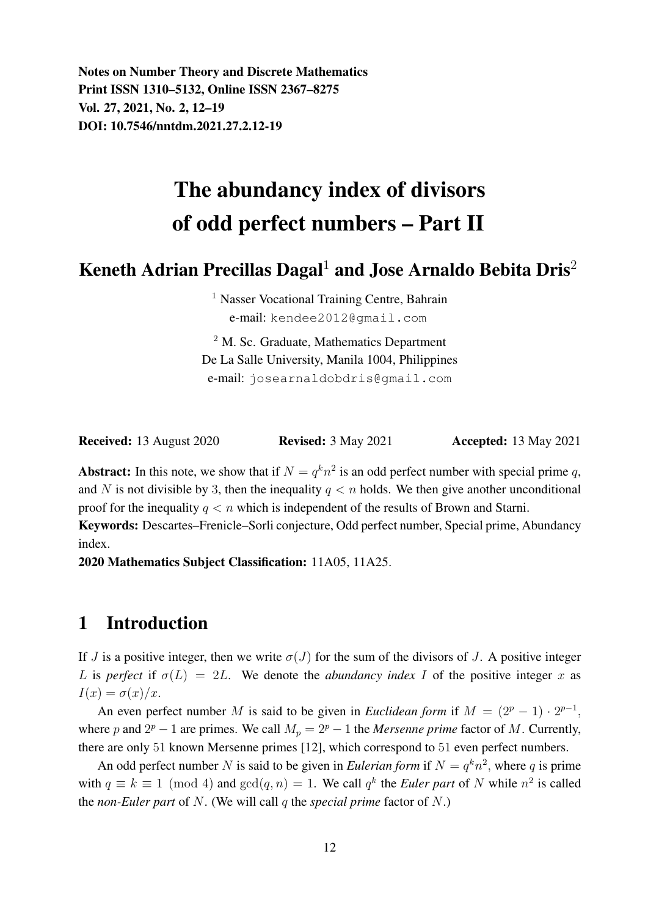**Notes on Number Theory and Discrete Mathematics**
**Print ISSN 1310–5132, Online ISSN 2367–8275**
**Vol. 27, 2021, No. 2, 12–19**
**DOI: 10.7546/nntdm.2021.27.2.12-19**

# The abundancy index of divisors of odd perfect numbers – Part II

## Keneth Adrian Precillas Dagal[1] and Jose Arnaldo Bebita Dris[2]

[1] Nasser Vocational Training Centre, Bahrain
e-mail: `kendee2012@gmail.com`

[2] M. Sc. Graduate, Mathematics Department
De La Salle University, Manila 1004, Philippines
e-mail: `josearnaldobdris@gmail.com`

**Received:** 13 August 2020 **Revised:** 3 May 2021 **Accepted:** 13 May 2021

**Abstract:** In this note, we show that if $N = q^k n^2$ is an odd perfect number with special prime $q$, and $N$ is not divisible by 3, then the inequality $q < n$ holds. We then give another unconditional proof for the inequality $q < n$ which is independent of the results of Brown and Starni.

**Keywords:** Descartes–Frenicle–Sorli conjecture, Odd perfect number, Special prime, Abundancy index.

**2020 Mathematics Subject Classification:** 11A05, 11A25.

## 1 Introduction

If $J$ is a positive integer, then we write $\sigma(J)$ for the sum of the divisors of $J$. A positive integer $L$ is *perfect* if $\sigma(L) = 2L$. We denote the *abundancy index* $I$ of the positive integer $x$ as $I(x) = \sigma(x)/x$.

An even perfect number $M$ is said to be given in *Euclidean form* if $M = (2^p - 1) \cdot 2^{p-1}$, where $p$ and $2^p - 1$ are primes. We call $M_p = 2^p - 1$ the *Mersenne prime* factor of $M$. Currently, there are only 51 known Mersenne primes [12], which correspond to 51 even perfect numbers.

An odd perfect number $N$ is said to be given in *Eulerian form* if $N = q^k n^2$, where $q$ is prime with $q \equiv k \equiv 1 \pmod 4$ and $\gcd(q, n) = 1$. We call $q^k$ the *Euler part* of $N$ while $n^2$ is called the *non-Euler part* of $N$. (We will call $q$ the *special prime* factor of $N$.)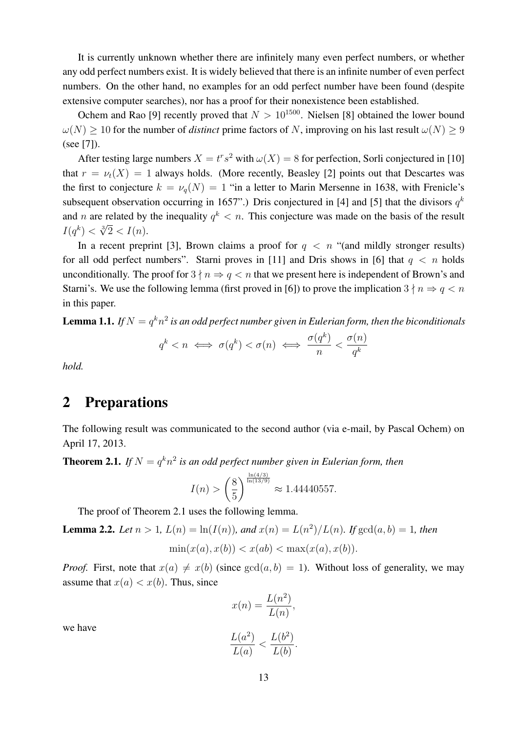It is currently unknown whether there are infinitely many even perfect numbers, or whether any odd perfect numbers exist. It is widely believed that there is an infinite number of even perfect numbers. On the other hand, no examples for an odd perfect number have been found (despite extensive computer searches), nor has a proof for their nonexistence been established.

Ochem and Rao [9] recently proved that $N > 10^{1500}$. Nielsen [8] obtained the lower bound $\omega(N) \geq 10$ for the number of *distinct* prime factors of $N$, improving on his last result $\omega(N) \geq 9$ (see [7]).

After testing large numbers $X = t^r s^2$ with $\omega(X) = 8$ for perfection, Sorli conjectured in [10] that $r = \nu_t(X) = 1$ always holds. (More recently, Beasley [2] points out that Descartes was the first to conjecture $k = \nu_q(N) = 1$ "in a letter to Marin Mersenne in 1638, with Frenicle's subsequent observation occurring in 1657".) Dris conjectured in [4] and [5] that the divisors $q^k$ and $n$ are related by the inequality $q^k < n$. This conjecture was made on the basis of the result $I(q^k) < \sqrt[3]{2} < I(n)$.

In a recent preprint [3], Brown claims a proof for $q < n$ "(and mildly stronger results) for all odd perfect numbers". Starni proves in [11] and Dris shows in [6] that $q < n$ holds unconditionally. The proof for $3 \nmid n \Rightarrow q < n$ that we present here is independent of Brown's and Starni's. We use the following lemma (first proved in [6]) to prove the implication $3 \nmid n \Rightarrow q < n$ in this paper.

**Lemma 1.1.** *If $N = q^k n^2$ is an odd perfect number given in Eulerian form, then the biconditionals*

$$q^k < n \iff \sigma(q^k) < \sigma(n) \iff \frac{\sigma(q^k)}{n} < \frac{\sigma(n)}{q^k}$$

*hold.*

## 2 Preparations

The following result was communicated to the second author (via e-mail, by Pascal Ochem) on April 17, 2013.

**Theorem 2.1.** *If $N = q^k n^2$ is an odd perfect number given in Eulerian form, then*

$$I(n) > \left(\frac{8}{5}\right)^{\frac{\ln(4/3)}{\ln(13/9)}} \approx 1.44440557.$$

The proof of Theorem 2.1 uses the following lemma.

**Lemma 2.2.** *Let $n > 1$, $L(n) = \ln(I(n))$, and $x(n) = L(n^2)/L(n)$. If $\gcd(a, b) = 1$, then*

$$\min(x(a), x(b)) < x(ab) < \max(x(a), x(b)).$$

*Proof.* First, note that $x(a) \neq x(b)$ (since $\gcd(a, b) = 1$). Without loss of generality, we may assume that $x(a) < x(b)$. Thus, since

$$x(n) = \frac{L(n^2)}{L(n)},$$

we have

$$\frac{L(a^2)}{L(a)} < \frac{L(b^2)}{L(b)}.$$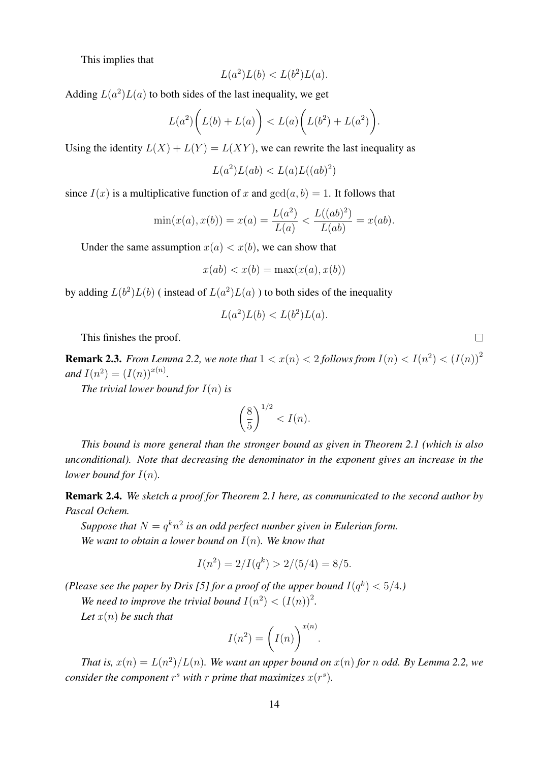This implies that

$$L(a^2)L(b) < L(b^2)L(a).$$

Adding $L(a^2)L(a)$ to both sides of the last inequality, we get

$$L(a^2)\bigg(L(b) + L(a)\bigg) < L(a)\bigg(L(b^2) + L(a^2)\bigg).$$

Using the identity $L(X) + L(Y) = L(XY)$, we can rewrite the last inequality as

$$L(a^2)L(ab) < L(a)L((ab)^2)$$

since $I(x)$ is a multiplicative function of $x$ and $\gcd(a, b) = 1$. It follows that

$$\min(x(a), x(b)) = x(a) = \frac{L(a^2)}{L(a)} < \frac{L((ab)^2)}{L(ab)} = x(ab).$$

Under the same assumption $x(a) < x(b)$, we can show that

$$x(ab) < x(b) = \max(x(a), x(b))$$

by adding $L(b^2)L(b)$ ( instead of $L(a^2)L(a)$ ) to both sides of the inequality

$$L(a^2)L(b) < L(b^2)L(a).$$

This finishes the proof. $\square$

**Remark 2.3.** *From Lemma 2.2, we note that $1 < x(n) < 2$ follows from $I(n) < I(n^2) < \left(I(n)\right)^2$ and $I(n^2) = (I(n))^{x(n)}$.*

*The trivial lower bound for $I(n)$ is*

$$\left(\frac{8}{5}\right)^{1/2} < I(n).$$

*This bound is more general than the stronger bound as given in Theorem 2.1 (which is also unconditional). Note that decreasing the denominator in the exponent gives an increase in the lower bound for $I(n)$.*

**Remark 2.4.** *We sketch a proof for Theorem 2.1 here, as communicated to the second author by Pascal Ochem.*

*Suppose that $N = q^k n^2$ is an odd perfect number given in Eulerian form.*

*We want to obtain a lower bound on $I(n)$. We know that*

$$I(n^2) = 2/I(q^k) > 2/(5/4) = 8/5.$$

*(Please see the paper by Dris [5] for a proof of the upper bound $I(q^k) < 5/4$.)*

*We need to improve the trivial bound $I(n^2) < (I(n))^2$.*

*Let $x(n)$ be such that*

$$I(n^2) = \bigg(I(n)\bigg)^{x(n)}.$$

*That is, $x(n) = L(n^2)/L(n)$. We want an upper bound on $x(n)$ for $n$ odd. By Lemma 2.2, we consider the component $r^s$ with $r$ prime that maximizes $x(r^s)$.*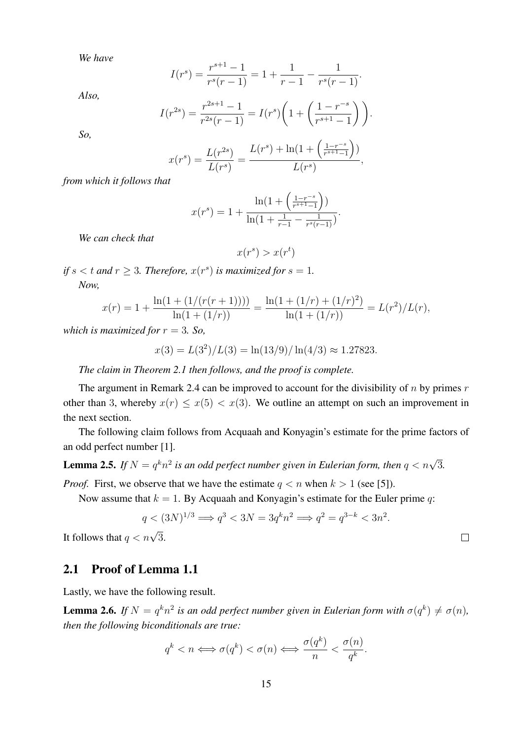*We have*

$$I(r^s) = \frac{r^{s+1}-1}{r^s(r-1)} = 1 + \frac{1}{r-1} - \frac{1}{r^s(r-1)}.$$

*Also,*

$$I(r^{2s}) = \frac{r^{2s+1}-1}{r^{2s}(r-1)} = I(r^s)\Bigg(1 + \left(\frac{1-r^{-s}}{r^{s+1}-1}\right)\Bigg).$$

*So,*

$$x(r^s) = \frac{L(r^{2s})}{L(r^s)} = \frac{L(r^s) + \ln(1 + \left(\frac{1-r^{-s}}{r^{s+1}-1}\right))}{L(r^s)},$$

*from which it follows that*

$$x(r^s) = 1 + \frac{\ln(1 + \left(\frac{1-r^{-s}}{r^{s+1}-1}\right))}{\ln(1 + \frac{1}{r-1} - \frac{1}{r^s(r-1)})}.$$

*We can check that*

$$x(r^s) > x(r^t)$$

*if $s < t$ and $r \geq 3$. Therefore, $x(r^s)$ is maximized for $s = 1$.*

*Now,*

$$x(r) = 1 + \frac{\ln(1 + (1/(r(r+1))))}{\ln(1 + (1/r))} = \frac{\ln(1 + (1/r) + (1/r)^2)}{\ln(1 + (1/r))} = L(r^2)/L(r),$$

*which is maximized for $r = 3$. So,*

$$x(3) = L(3^2)/L(3) = \ln(13/9)/\ln(4/3) \approx 1.27823.$$

*The claim in Theorem 2.1 then follows, and the proof is complete.*

The argument in Remark 2.4 can be improved to account for the divisibility of $n$ by primes $r$ other than $3$, whereby $x(r) \leq x(5) < x(3)$. We outline an attempt on such an improvement in the next section.

The following claim follows from Acquaah and Konyagin's estimate for the prime factors of an odd perfect number [1].

**Lemma 2.5.** *If $N = q^k n^2$ is an odd perfect number given in Eulerian form, then $q < n\sqrt{3}$.*

*Proof.* First, we observe that we have the estimate $q < n$ when $k > 1$ (see [5]).

Now assume that $k = 1$. By Acquaah and Konyagin's estimate for the Euler prime $q$:

$$q < (3N)^{1/3} \Longrightarrow q^3 < 3N = 3q^k n^2 \Longrightarrow q^2 = q^{3-k} < 3n^2.$$

It follows that $q < n\sqrt{3}$. □

## 2.1 Proof of Lemma 1.1

Lastly, we have the following result.

**Lemma 2.6.** *If $N = q^k n^2$ is an odd perfect number given in Eulerian form with $\sigma(q^k) \neq \sigma(n)$, then the following biconditionals are true:*

$$q^k < n \Longleftrightarrow \sigma(q^k) < \sigma(n) \Longleftrightarrow \frac{\sigma(q^k)}{n} < \frac{\sigma(n)}{q^k}.$$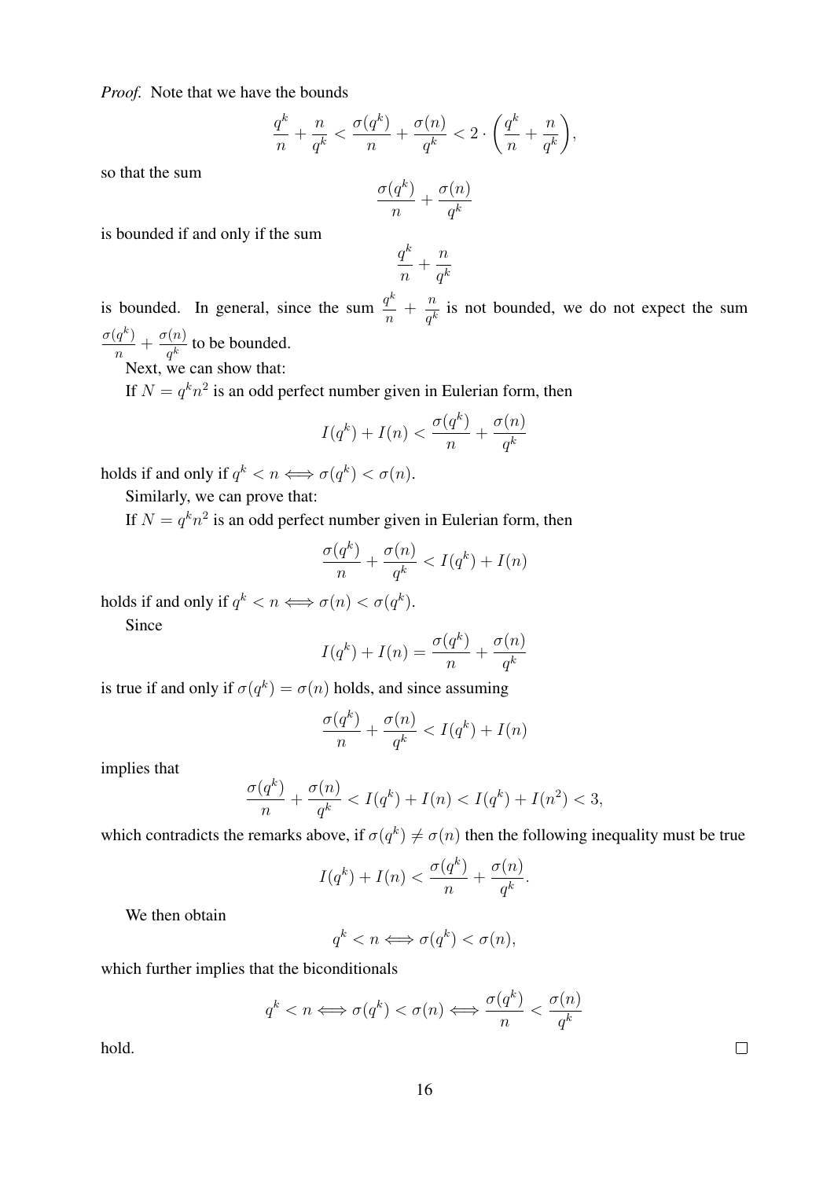*Proof.* Note that we have the bounds

$$\frac{q^k}{n} + \frac{n}{q^k} < \frac{\sigma(q^k)}{n} + \frac{\sigma(n)}{q^k} < 2 \cdot \left(\frac{q^k}{n} + \frac{n}{q^k}\right),$$

so that the sum

$$\frac{\sigma(q^k)}{n} + \frac{\sigma(n)}{q^k}$$

is bounded if and only if the sum

$$\frac{q^k}{n} + \frac{n}{q^k}$$

is bounded. In general, since the sum $\frac{q^k}{n} + \frac{n}{q^k}$ is not bounded, we do not expect the sum $\frac{\sigma(q^k)}{n} + \frac{\sigma(n)}{q^k}$ to be bounded.

Next, we can show that:

If $N = q^k n^2$ is an odd perfect number given in Eulerian form, then

$$I(q^k) + I(n) < \frac{\sigma(q^k)}{n} + \frac{\sigma(n)}{q^k}$$

holds if and only if $q^k < n \iff \sigma(q^k) < \sigma(n)$.

Similarly, we can prove that:

If $N = q^k n^2$ is an odd perfect number given in Eulerian form, then

$$\frac{\sigma(q^k)}{n} + \frac{\sigma(n)}{q^k} < I(q^k) + I(n)$$

holds if and only if $q^k < n \iff \sigma(n) < \sigma(q^k)$.

Since

$$I(q^k) + I(n) = \frac{\sigma(q^k)}{n} + \frac{\sigma(n)}{q^k}$$

is true if and only if $\sigma(q^k) = \sigma(n)$ holds, and since assuming

$$\frac{\sigma(q^k)}{n} + \frac{\sigma(n)}{q^k} < I(q^k) + I(n)$$

implies that

$$\frac{\sigma(q^k)}{n} + \frac{\sigma(n)}{q^k} < I(q^k) + I(n) < I(q^k) + I(n^2) < 3,$$

which contradicts the remarks above, if $\sigma(q^k) \neq \sigma(n)$ then the following inequality must be true

$$I(q^k) + I(n) < \frac{\sigma(q^k)}{n} + \frac{\sigma(n)}{q^k}.$$

We then obtain

$$q^k < n \iff \sigma(q^k) < \sigma(n),$$

which further implies that the biconditionals

$$q^k < n \iff \sigma(q^k) < \sigma(n) \iff \frac{\sigma(q^k)}{n} < \frac{\sigma(n)}{q^k}$$

hold. □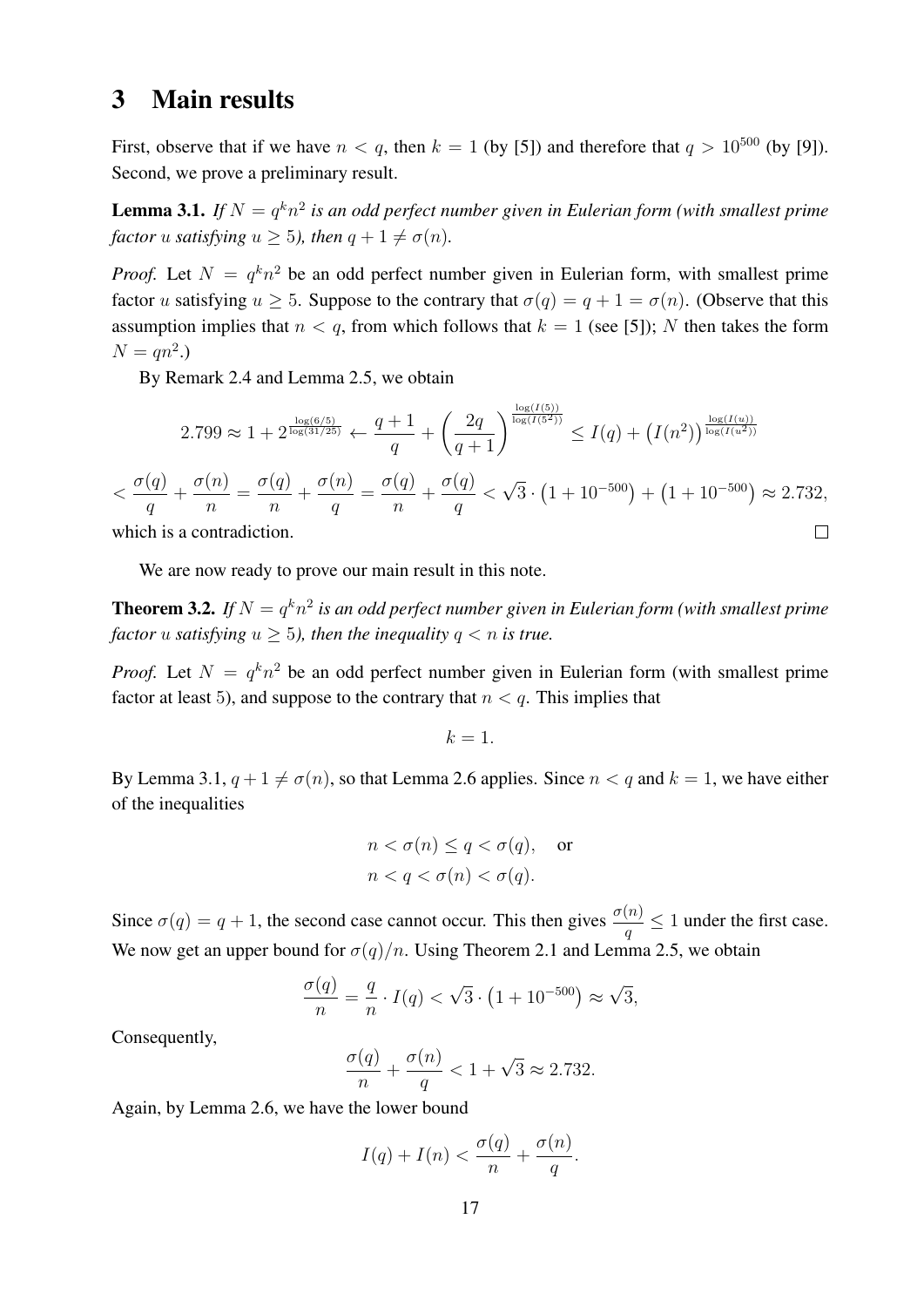# 3 Main results

First, observe that if we have $n < q$, then $k = 1$ (by [5]) and therefore that $q > 10^{500}$ (by [9]). Second, we prove a preliminary result.

**Lemma 3.1.** *If $N = q^k n^2$ is an odd perfect number given in Eulerian form (with smallest prime factor $u$ satisfying $u \geq 5$), then $q + 1 \neq \sigma(n)$.*

*Proof.* Let $N = q^k n^2$ be an odd perfect number given in Eulerian form, with smallest prime factor $u$ satisfying $u \geq 5$. Suppose to the contrary that $\sigma(q) = q + 1 = \sigma(n)$. (Observe that this assumption implies that $n < q$, from which follows that $k = 1$ (see [5]); $N$ then takes the form $N = qn^2$.)

By Remark 2.4 and Lemma 2.5, we obtain

$$2.799 \approx 1 + 2^{\frac{\log(6/5)}{\log(31/25)}} \leftarrow \frac{q+1}{q} + \left(\frac{2q}{q+1}\right)^{\frac{\log(I(5))}{\log(I(5^2))}} \leq I(q) + \left(I(n^2)\right)^{\frac{\log(I(u))}{\log(I(u^2))}}$$

$$< \frac{\sigma(q)}{q} + \frac{\sigma(n)}{n} = \frac{\sigma(q)}{n} + \frac{\sigma(n)}{q} = \frac{\sigma(q)}{n} + \frac{\sigma(q)}{q} < \sqrt{3} \cdot \left(1 + 10^{-500}\right) + \left(1 + 10^{-500}\right) \approx 2.732,$$

which is a contradiction. $\square$

We are now ready to prove our main result in this note.

**Theorem 3.2.** *If $N = q^k n^2$ is an odd perfect number given in Eulerian form (with smallest prime factor $u$ satisfying $u \geq 5$), then the inequality $q < n$ is true.*

*Proof.* Let $N = q^k n^2$ be an odd perfect number given in Eulerian form (with smallest prime factor at least 5), and suppose to the contrary that $n < q$. This implies that

$$k = 1.$$

By Lemma 3.1, $q + 1 \neq \sigma(n)$, so that Lemma 2.6 applies. Since $n < q$ and $k = 1$, we have either of the inequalities

$$n < \sigma(n) \leq q < \sigma(q), \quad \text{or}$$
$$n < q < \sigma(n) < \sigma(q).$$

Since $\sigma(q) = q + 1$, the second case cannot occur. This then gives $\frac{\sigma(n)}{q} \leq 1$ under the first case. We now get an upper bound for $\sigma(q)/n$. Using Theorem 2.1 and Lemma 2.5, we obtain

$$\frac{\sigma(q)}{n} = \frac{q}{n} \cdot I(q) < \sqrt{3} \cdot \left(1 + 10^{-500}\right) \approx \sqrt{3},$$

Consequently,

$$\frac{\sigma(q)}{n} + \frac{\sigma(n)}{q} < 1 + \sqrt{3} \approx 2.732.$$

Again, by Lemma 2.6, we have the lower bound

$$I(q) + I(n) < \frac{\sigma(q)}{n} + \frac{\sigma(n)}{q}.$$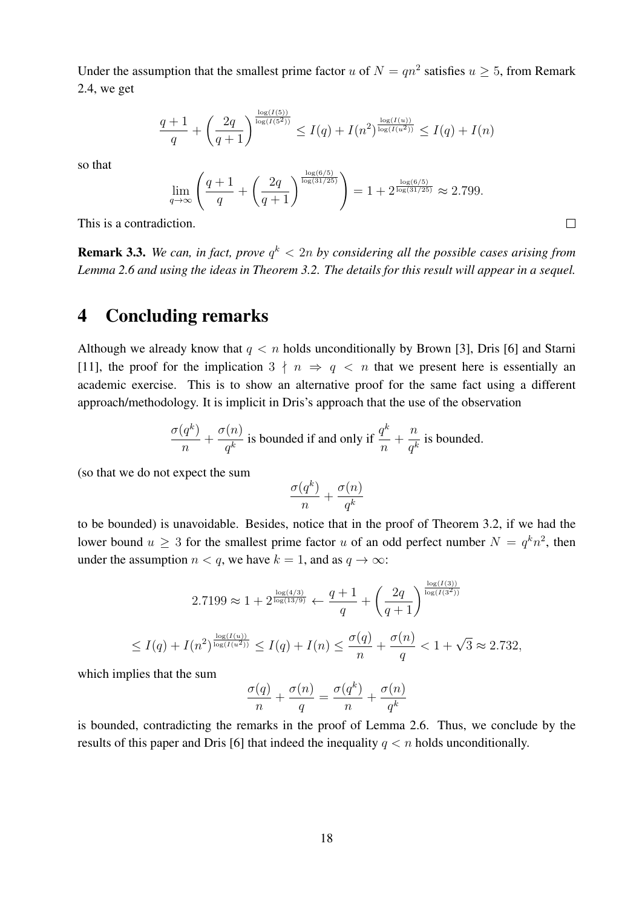Under the assumption that the smallest prime factor $u$ of $N = qn^2$ satisfies $u \geq 5$, from Remark 2.4, we get

$$\frac{q+1}{q} + \left(\frac{2q}{q+1}\right)^{\frac{\log(I(5))}{\log(I(5^2))}} \leq I(q) + I(n^2)^{\frac{\log(I(u))}{\log(I(u^2))}} \leq I(q) + I(n)$$

so that

$$\lim_{q \to \infty} \left(\frac{q+1}{q} + \left(\frac{2q}{q+1}\right)^{\frac{\log(6/5)}{\log(31/25)}}\right) = 1 + 2^{\frac{\log(6/5)}{\log(31/25)}} \approx 2.799.$$

This is a contradiction. $\square$

**Remark 3.3.** *We can, in fact, prove $q^k < 2n$ by considering all the possible cases arising from Lemma 2.6 and using the ideas in Theorem 3.2. The details for this result will appear in a sequel.*

# 4 Concluding remarks

Although we already know that $q < n$ holds unconditionally by Brown [3], Dris [6] and Starni [11], the proof for the implication $3 \nmid n \Rightarrow q < n$ that we present here is essentially an academic exercise. This is to show an alternative proof for the same fact using a different approach/methodology. It is implicit in Dris's approach that the use of the observation

$$\frac{\sigma(q^k)}{n} + \frac{\sigma(n)}{q^k} \text{ is bounded if and only if } \frac{q^k}{n} + \frac{n}{q^k} \text{ is bounded.}$$

(so that we do not expect the sum

$$\frac{\sigma(q^k)}{n} + \frac{\sigma(n)}{q^k}$$

to be bounded) is unavoidable. Besides, notice that in the proof of Theorem 3.2, if we had the lower bound $u \geq 3$ for the smallest prime factor $u$ of an odd perfect number $N = q^k n^2$, then under the assumption $n < q$, we have $k = 1$, and as $q \to \infty$:

$$2.7199 \approx 1 + 2^{\frac{\log(4/3)}{\log(13/9)}} \leftarrow \frac{q+1}{q} + \left(\frac{2q}{q+1}\right)^{\frac{\log(I(3))}{\log(I(3^2))}}$$

$$\leq I(q) + I(n^2)^{\frac{\log(I(u))}{\log(I(u^2))}} \leq I(q) + I(n) \leq \frac{\sigma(q)}{n} + \frac{\sigma(n)}{q} < 1 + \sqrt{3} \approx 2.732,$$

which implies that the sum

$$\frac{\sigma(q)}{n} + \frac{\sigma(n)}{q} = \frac{\sigma(q^k)}{n} + \frac{\sigma(n)}{q^k}$$

is bounded, contradicting the remarks in the proof of Lemma 2.6. Thus, we conclude by the results of this paper and Dris [6] that indeed the inequality $q < n$ holds unconditionally.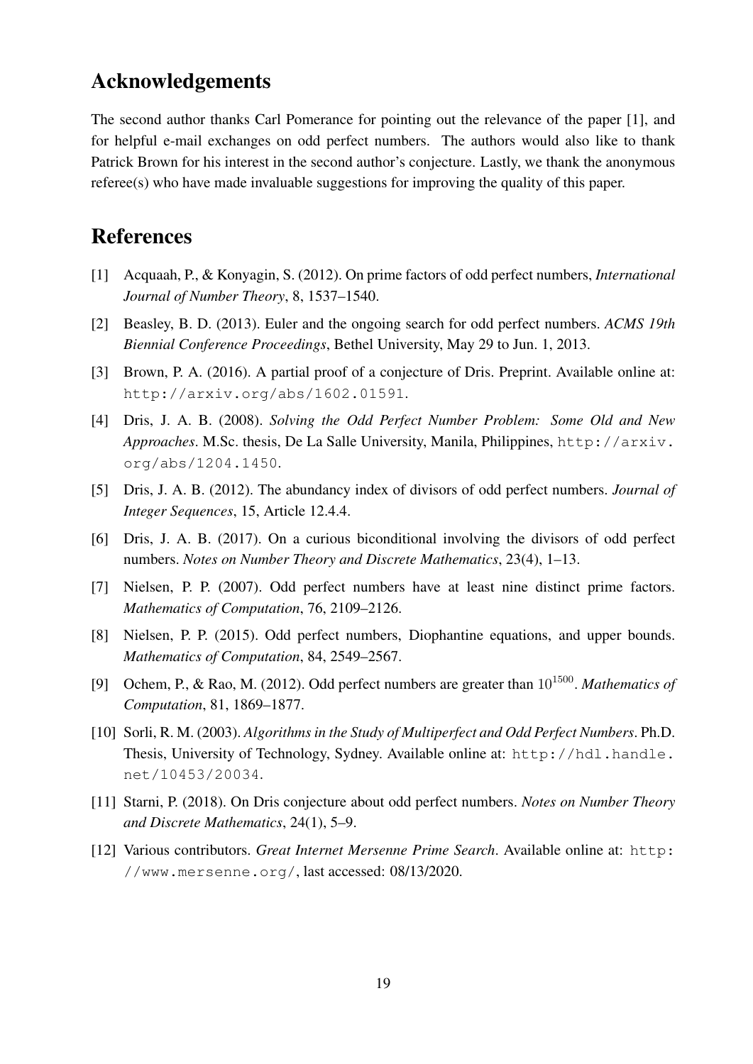## Acknowledgements

The second author thanks Carl Pomerance for pointing out the relevance of the paper [1], and for helpful e-mail exchanges on odd perfect numbers. The authors would also like to thank Patrick Brown for his interest in the second author's conjecture. Lastly, we thank the anonymous referee(s) who have made invaluable suggestions for improving the quality of this paper.

## References

[1] Acquaah, P., & Konyagin, S. (2012). On prime factors of odd perfect numbers, *International Journal of Number Theory*, 8, 1537–1540.

[2] Beasley, B. D. (2013). Euler and the ongoing search for odd perfect numbers. *ACMS 19th Biennial Conference Proceedings*, Bethel University, May 29 to Jun. 1, 2013.

[3] Brown, P. A. (2016). A partial proof of a conjecture of Dris. Preprint. Available online at: http://arxiv.org/abs/1602.01591.

[4] Dris, J. A. B. (2008). *Solving the Odd Perfect Number Problem: Some Old and New Approaches*. M.Sc. thesis, De La Salle University, Manila, Philippines, http://arxiv.org/abs/1204.1450.

[5] Dris, J. A. B. (2012). The abundancy index of divisors of odd perfect numbers. *Journal of Integer Sequences*, 15, Article 12.4.4.

[6] Dris, J. A. B. (2017). On a curious biconditional involving the divisors of odd perfect numbers. *Notes on Number Theory and Discrete Mathematics*, 23(4), 1–13.

[7] Nielsen, P. P. (2007). Odd perfect numbers have at least nine distinct prime factors. *Mathematics of Computation*, 76, 2109–2126.

[8] Nielsen, P. P. (2015). Odd perfect numbers, Diophantine equations, and upper bounds. *Mathematics of Computation*, 84, 2549–2567.

[9] Ochem, P., & Rao, M. (2012). Odd perfect numbers are greater than $10^{1500}$. *Mathematics of Computation*, 81, 1869–1877.

[10] Sorli, R. M. (2003). *Algorithms in the Study of Multiperfect and Odd Perfect Numbers*. Ph.D. Thesis, University of Technology, Sydney. Available online at: http://hdl.handle.net/10453/20034.

[11] Starni, P. (2018). On Dris conjecture about odd perfect numbers. *Notes on Number Theory and Discrete Mathematics*, 24(1), 5–9.

[12] Various contributors. *Great Internet Mersenne Prime Search*. Available online at: http://www.mersenne.org/, last accessed: 08/13/2020.